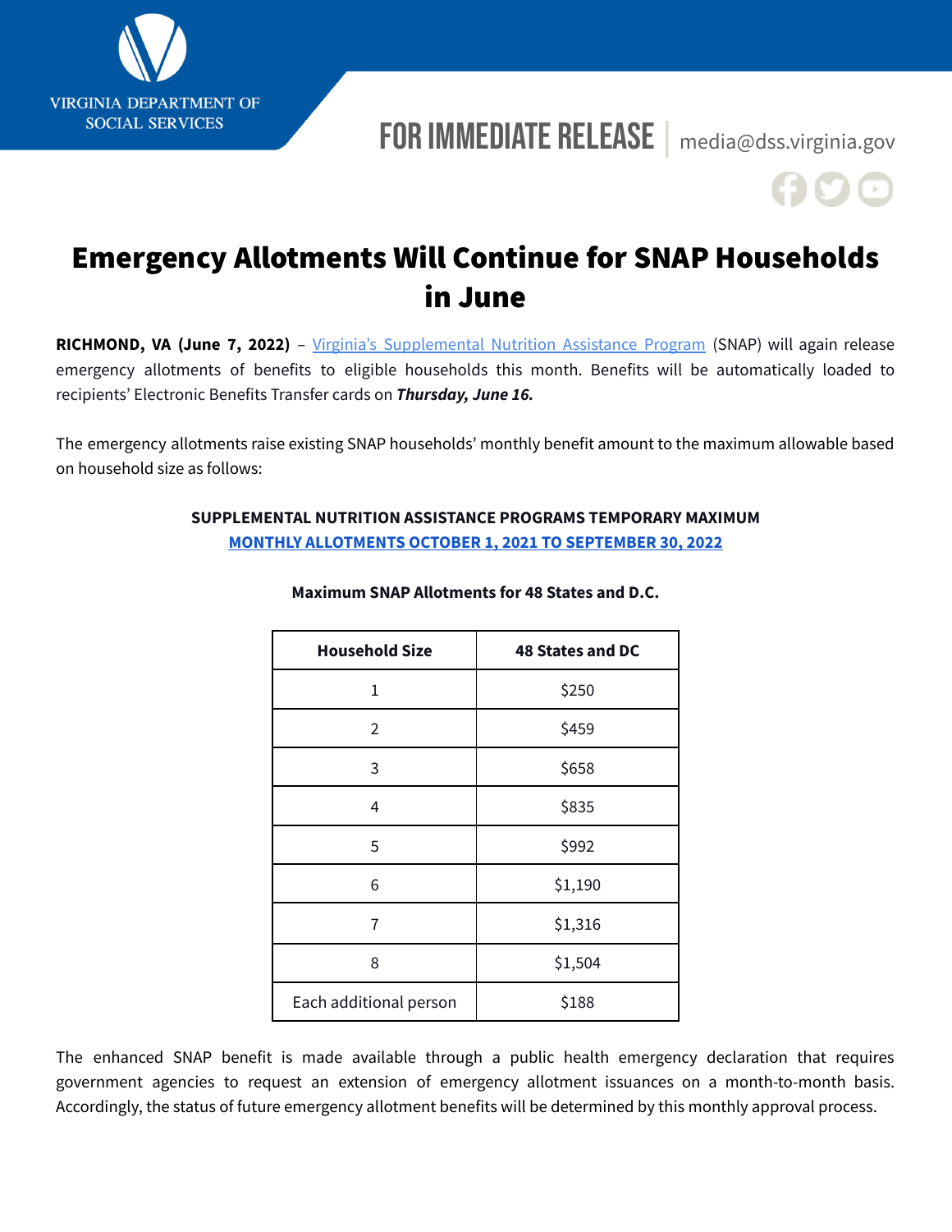VIRGINIA DEPARTMENT OF SOCIAL SERVICES

FOR IMMEDIATE RELEASE | media@dss.virginia.gov

# Emergency Allotments Will Continue for SNAP Households in June

**RICHMOND, VA (June 7, 2022)** – Virginia's Supplemental Nutrition Assistance Program (SNAP) will again release emergency allotments of benefits to eligible households this month. Benefits will be automatically loaded to recipients' Electronic Benefits Transfer cards on ***Thursday, June 16.***

The emergency allotments raise existing SNAP households' monthly benefit amount to the maximum allowable based on household size as follows:

**SUPPLEMENTAL NUTRITION ASSISTANCE PROGRAMS TEMPORARY MAXIMUM**
**MONTHLY ALLOTMENTS OCTOBER 1, 2021 TO SEPTEMBER 30, 2022**

**Maximum SNAP Allotments for 48 States and D.C.**

| Household Size | 48 States and DC |
|---|---|
| 1 | $250 |
| 2 | $459 |
| 3 | $658 |
| 4 | $835 |
| 5 | $992 |
| 6 | $1,190 |
| 7 | $1,316 |
| 8 | $1,504 |
| Each additional person | $188 |

The enhanced SNAP benefit is made available through a public health emergency declaration that requires government agencies to request an extension of emergency allotment issuances on a month-to-month basis. Accordingly, the status of future emergency allotment benefits will be determined by this monthly approval process.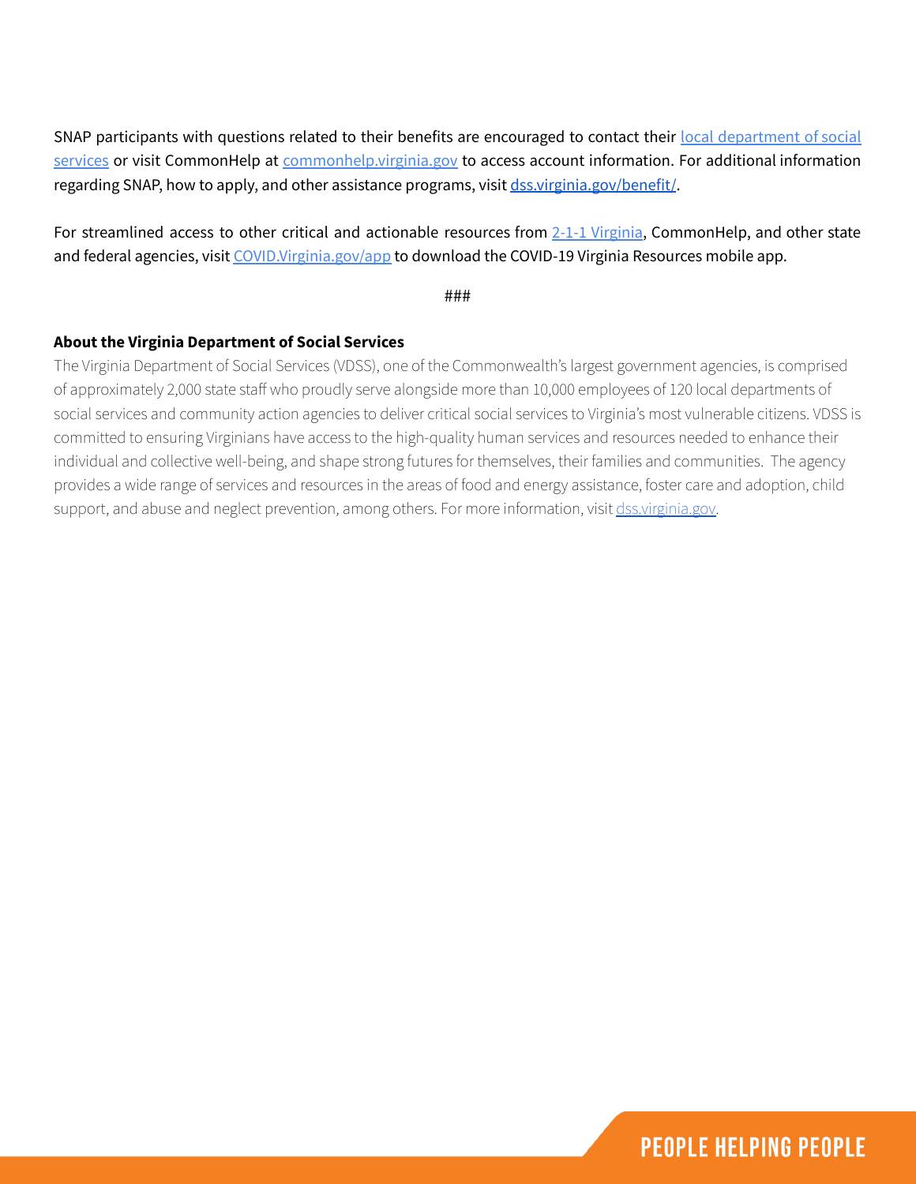SNAP participants with questions related to their benefits are encouraged to contact their local department of social services or visit CommonHelp at commonhelp.virginia.gov to access account information. For additional information regarding SNAP, how to apply, and other assistance programs, visit dss.virginia.gov/benefit/.

For streamlined access to other critical and actionable resources from 2-1-1 Virginia, CommonHelp, and other state and federal agencies, visit COVID.Virginia.gov/app to download the COVID-19 Virginia Resources mobile app.

###

**About the Virginia Department of Social Services**

The Virginia Department of Social Services (VDSS), one of the Commonwealth's largest government agencies, is comprised of approximately 2,000 state staff who proudly serve alongside more than 10,000 employees of 120 local departments of social services and community action agencies to deliver critical social services to Virginia's most vulnerable citizens. VDSS is committed to ensuring Virginians have access to the high-quality human services and resources needed to enhance their individual and collective well-being, and shape strong futures for themselves, their families and communities. The agency provides a wide range of services and resources in the areas of food and energy assistance, foster care and adoption, child support, and abuse and neglect prevention, among others. For more information, visit dss.virginia.gov.

PEOPLE HELPING PEOPLE